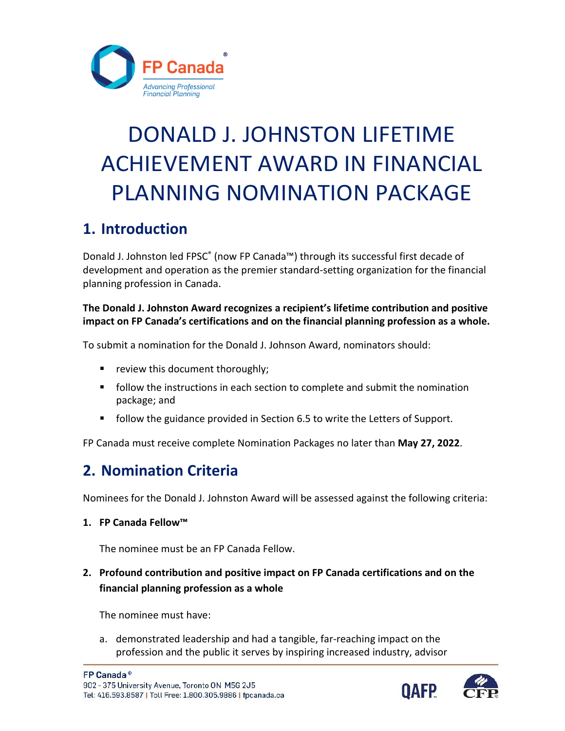# DONALD J. JOHNSTON LIFETIME ACHIEVEMENT AWARD IN FINANCIAL PLANNING NOMINATION PACKAGE

## 1. Introduction

Donald J. Johnston led FPSC® (now FP Canada™) through its successful first decade of development and operation as the premier standard-setting organization for the financial planning profession in Canada.

**The Donald J. Johnston Award recognizes a recipient's lifetime contribution and positive impact on FP Canada's certifications and on the financial planning profession as a whole.**

To submit a nomination for the Donald J. Johnson Award, nominators should:

- review this document thoroughly;
- follow the instructions in each section to complete and submit the nomination package; and
- follow the guidance provided in Section 6.5 to write the Letters of Support.

FP Canada must receive complete Nomination Packages no later than **May 27, 2022**.

## 2. Nomination Criteria

Nominees for the Donald J. Johnston Award will be assessed against the following criteria:

1. **FP Canada Fellow™**

   The nominee must be an FP Canada Fellow.

2. **Profound contribution and positive impact on FP Canada certifications and on the financial planning profession as a whole**

   The nominee must have:

   a. demonstrated leadership and had a tangible, far-reaching impact on the profession and the public it serves by inspiring increased industry, advisor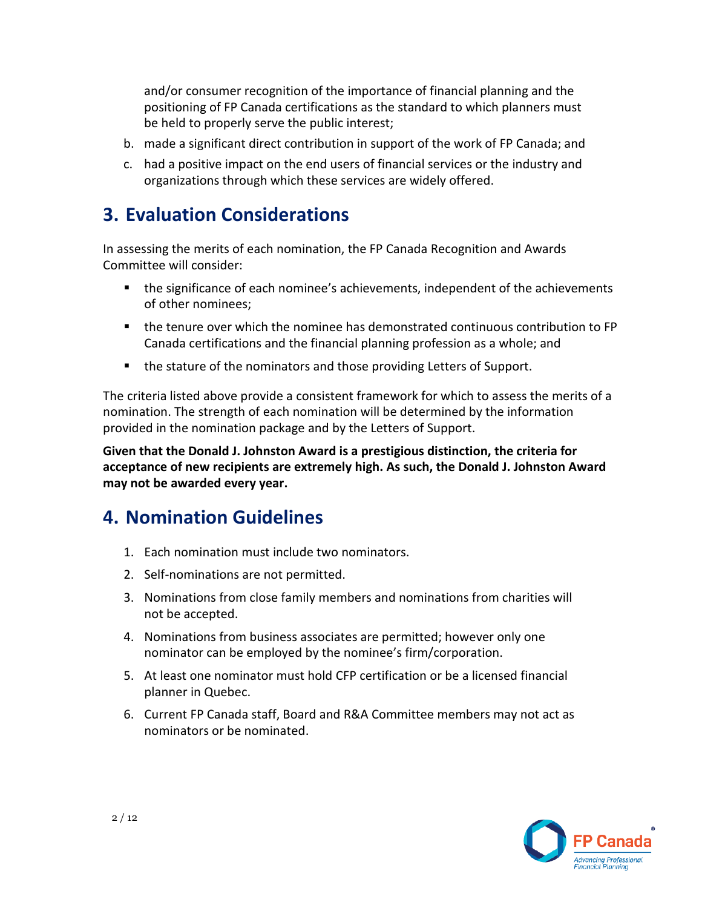and/or consumer recognition of the importance of financial planning and the positioning of FP Canada certifications as the standard to which planners must be held to properly serve the public interest;

b. made a significant direct contribution in support of the work of FP Canada; and

c. had a positive impact on the end users of financial services or the industry and organizations through which these services are widely offered.

## 3. Evaluation Considerations

In assessing the merits of each nomination, the FP Canada Recognition and Awards Committee will consider:

- the significance of each nominee's achievements, independent of the achievements of other nominees;
- the tenure over which the nominee has demonstrated continuous contribution to FP Canada certifications and the financial planning profession as a whole; and
- the stature of the nominators and those providing Letters of Support.

The criteria listed above provide a consistent framework for which to assess the merits of a nomination. The strength of each nomination will be determined by the information provided in the nomination package and by the Letters of Support.

**Given that the Donald J. Johnston Award is a prestigious distinction, the criteria for acceptance of new recipients are extremely high. As such, the Donald J. Johnston Award may not be awarded every year.**

## 4. Nomination Guidelines

1. Each nomination must include two nominators.
2. Self-nominations are not permitted.
3. Nominations from close family members and nominations from charities will not be accepted.
4. Nominations from business associates are permitted; however only one nominator can be employed by the nominee's firm/corporation.
5. At least one nominator must hold CFP certification or be a licensed financial planner in Quebec.
6. Current FP Canada staff, Board and R&A Committee members may not act as nominators or be nominated.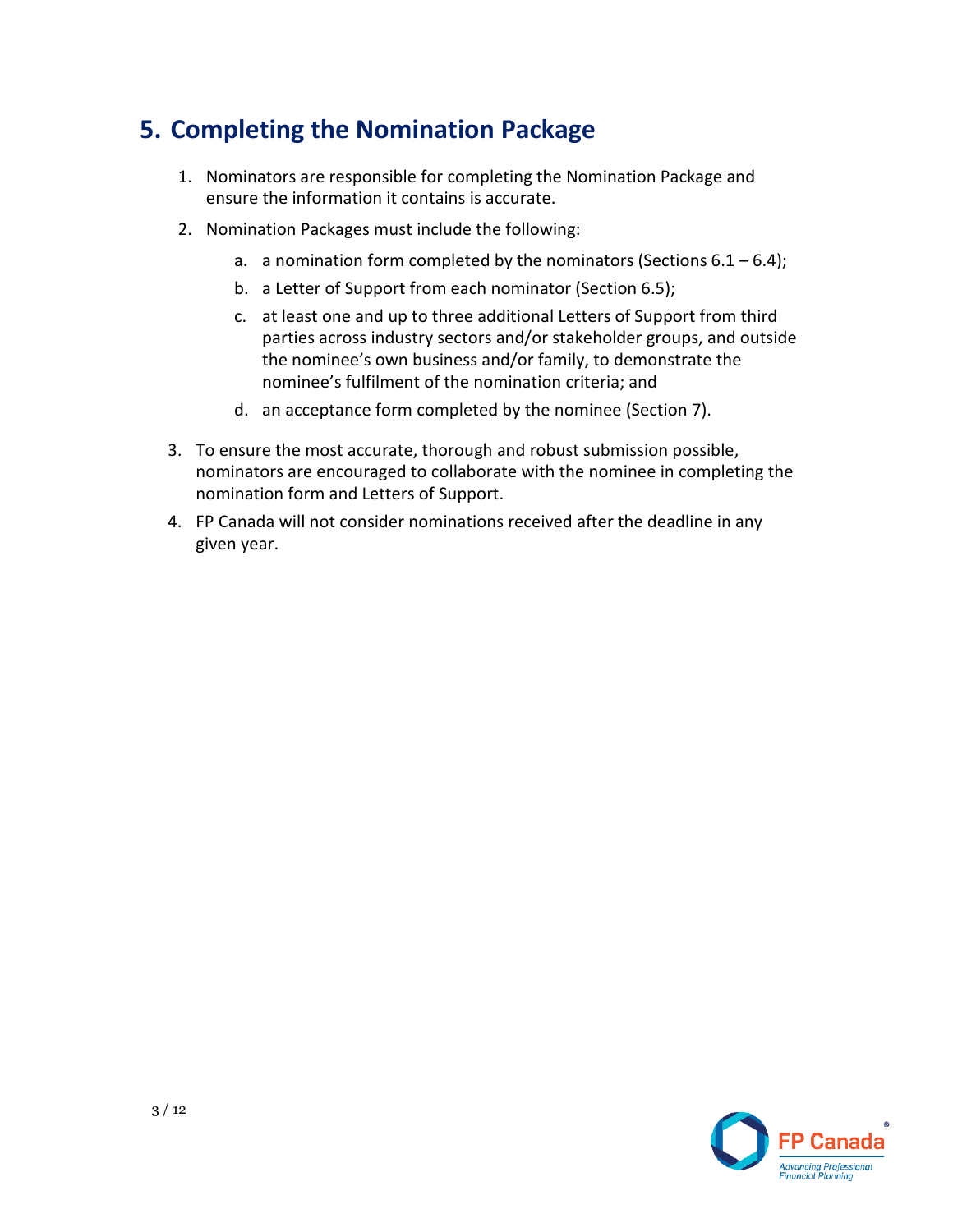## 5. Completing the Nomination Package

1. Nominators are responsible for completing the Nomination Package and ensure the information it contains is accurate.
2. Nomination Packages must include the following:
   a. a nomination form completed by the nominators (Sections 6.1 – 6.4);
   b. a Letter of Support from each nominator (Section 6.5);
   c. at least one and up to three additional Letters of Support from third parties across industry sectors and/or stakeholder groups, and outside the nominee's own business and/or family, to demonstrate the nominee's fulfilment of the nomination criteria; and
   d. an acceptance form completed by the nominee (Section 7).
3. To ensure the most accurate, thorough and robust submission possible, nominators are encouraged to collaborate with the nominee in completing the nomination form and Letters of Support.
4. FP Canada will not consider nominations received after the deadline in any given year.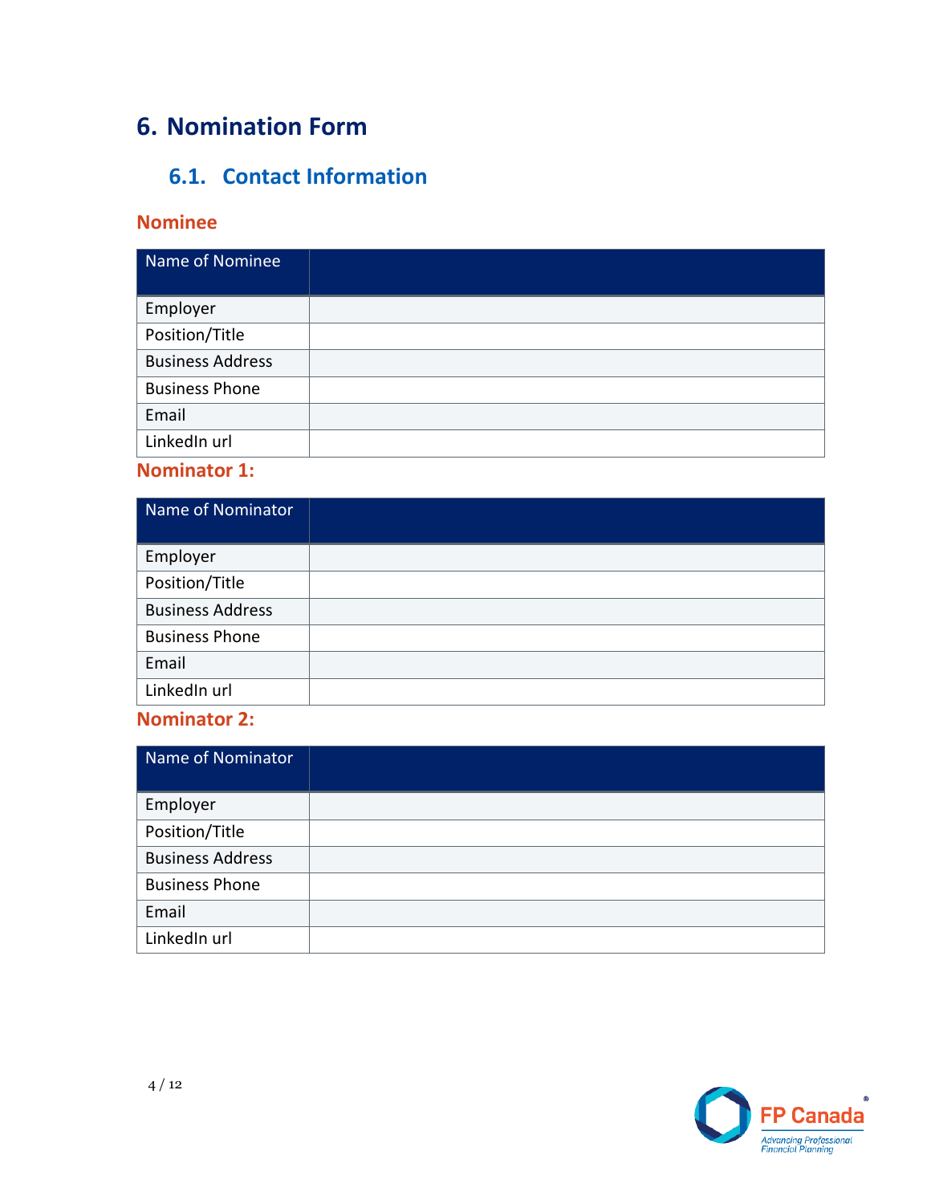# 6. Nomination Form

## 6.1. Contact Information

### Nominee

| Name of Nominee | |
|---|---|
| Employer | |
| Position/Title | |
| Business Address | |
| Business Phone | |
| Email | |
| LinkedIn url | |

### Nominator 1:

| Name of Nominator | |
|---|---|
| Employer | |
| Position/Title | |
| Business Address | |
| Business Phone | |
| Email | |
| LinkedIn url | |

### Nominator 2:

| Name of Nominator | |
|---|---|
| Employer | |
| Position/Title | |
| Business Address | |
| Business Phone | |
| Email | |
| LinkedIn url | |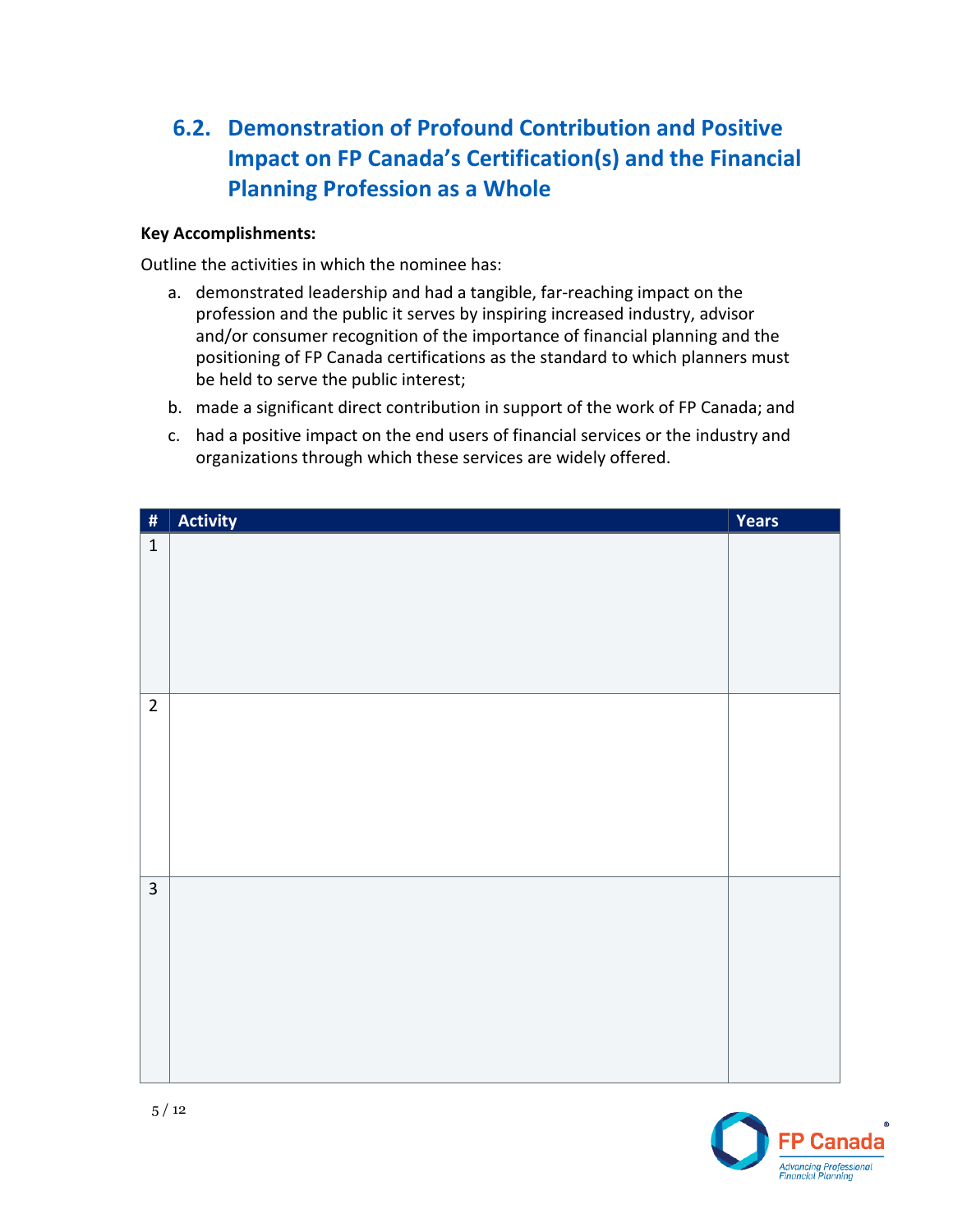## 6.2. Demonstration of Profound Contribution and Positive Impact on FP Canada's Certification(s) and the Financial Planning Profession as a Whole

**Key Accomplishments:**

Outline the activities in which the nominee has:

a. demonstrated leadership and had a tangible, far-reaching impact on the profession and the public it serves by inspiring increased industry, advisor and/or consumer recognition of the importance of financial planning and the positioning of FP Canada certifications as the standard to which planners must be held to serve the public interest;

b. made a significant direct contribution in support of the work of FP Canada; and

c. had a positive impact on the end users of financial services or the industry and organizations through which these services are widely offered.

| # | Activity | Years |
|---|---|---|
| 1 | | |
| 2 | | |
| 3 | | |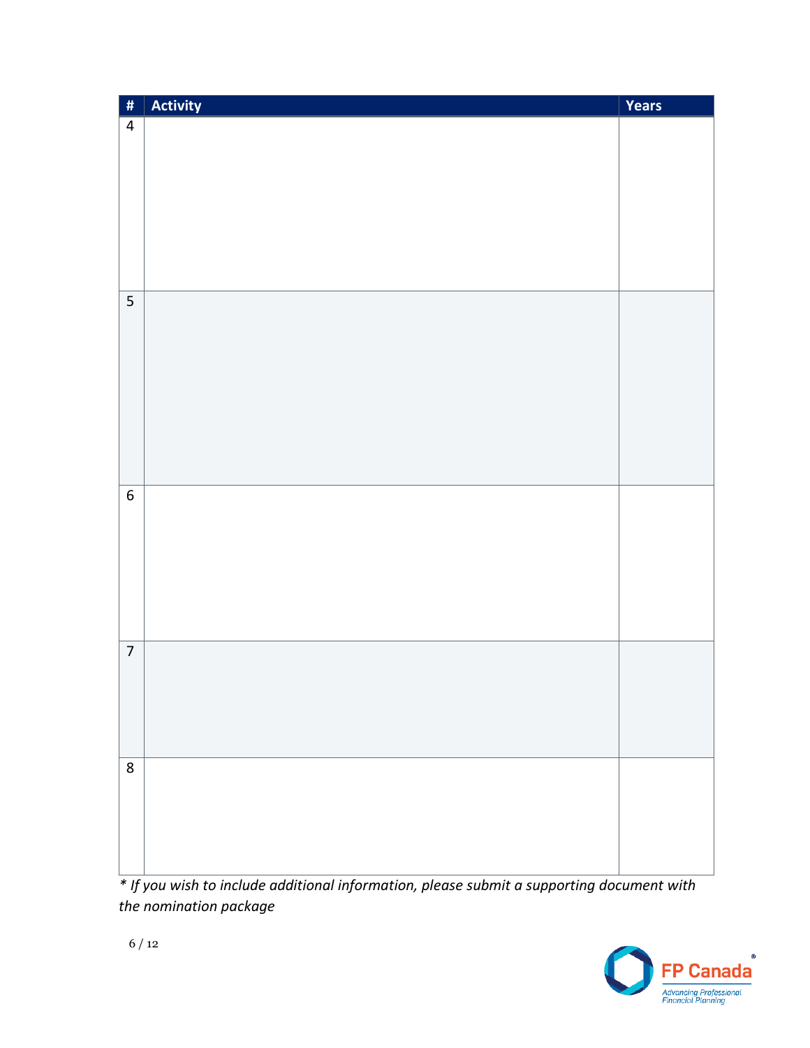| # | Activity | Years |
|---|---|---|
| 4 | | |
| 5 | | |
| 6 | | |
| 7 | | |
| 8 | | |

*\* If you wish to include additional information, please submit a supporting document with the nomination package*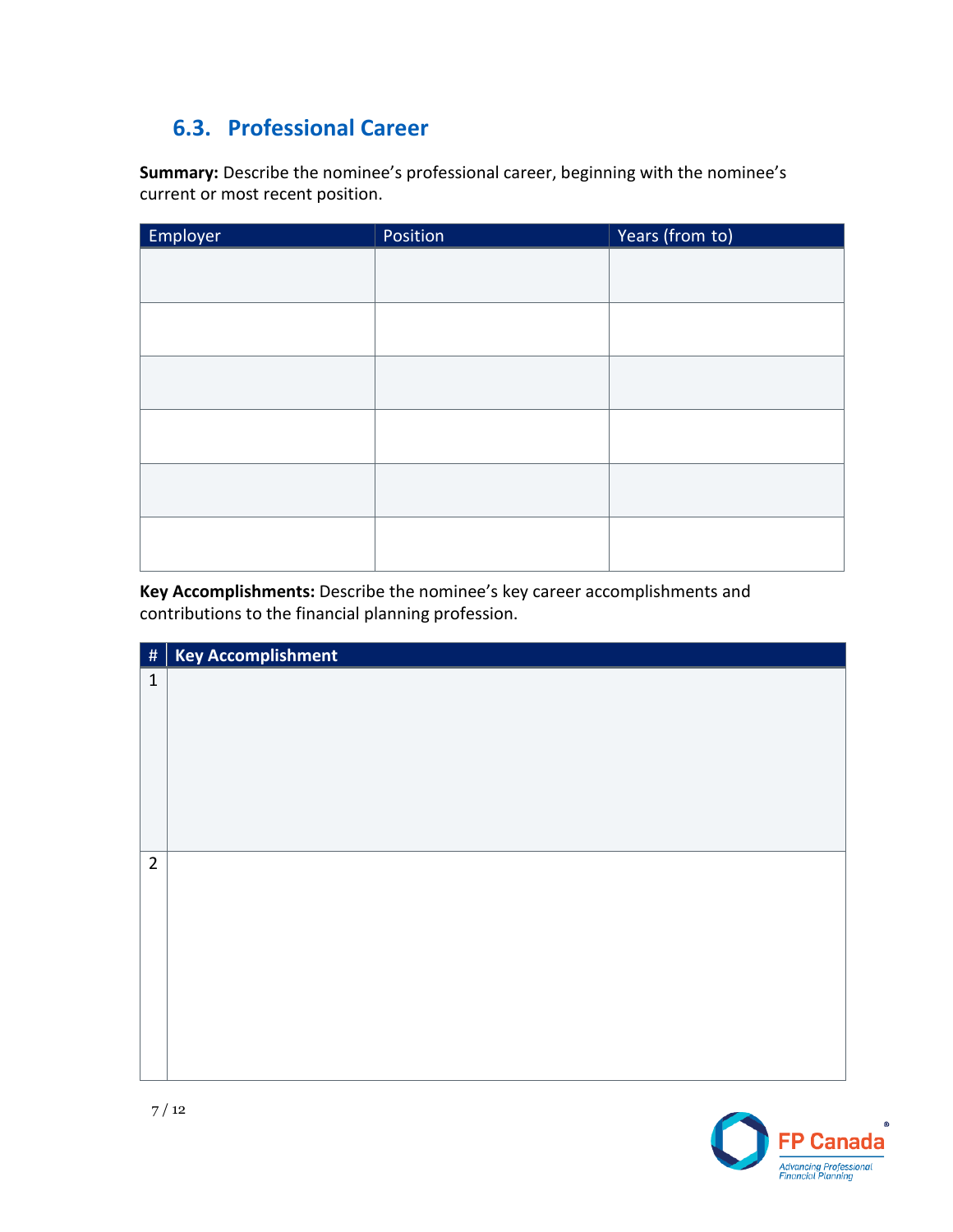## 6.3. Professional Career

**Summary:** Describe the nominee's professional career, beginning with the nominee's current or most recent position.

| Employer | Position | Years (from to) |
|---|---|---|
| | | |
| | | |
| | | |
| | | |
| | | |
| | | |

**Key Accomplishments:** Describe the nominee's key career accomplishments and contributions to the financial planning profession.

| # | Key Accomplishment |
|---|---|
| 1 | |
| 2 | |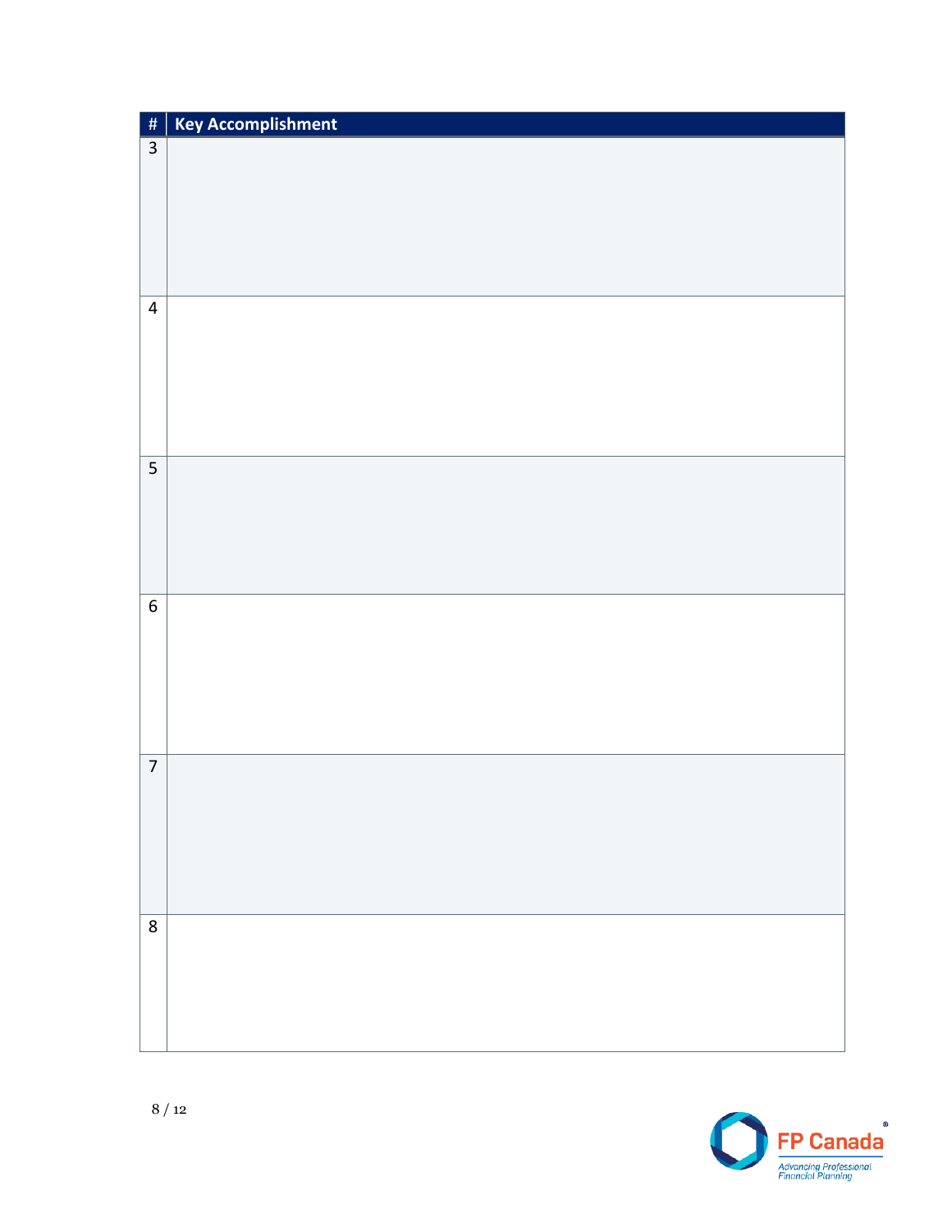| # | Key Accomplishment |
|---|---|
| 3 | |
| 4 | |
| 5 | |
| 6 | |
| 7 | |
| 8 | |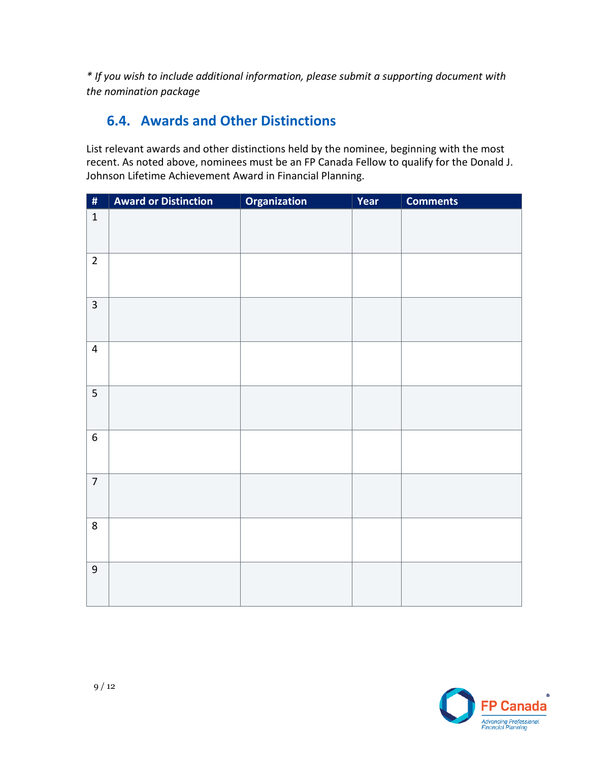*\* If you wish to include additional information, please submit a supporting document with the nomination package*

## 6.4. Awards and Other Distinctions

List relevant awards and other distinctions held by the nominee, beginning with the most recent. As noted above, nominees must be an FP Canada Fellow to qualify for the Donald J. Johnson Lifetime Achievement Award in Financial Planning.

| # | Award or Distinction | Organization | Year | Comments |
|---|---|---|---|---|
| 1 | | | | |
| 2 | | | | |
| 3 | | | | |
| 4 | | | | |
| 5 | | | | |
| 6 | | | | |
| 7 | | | | |
| 8 | | | | |
| 9 | | | | |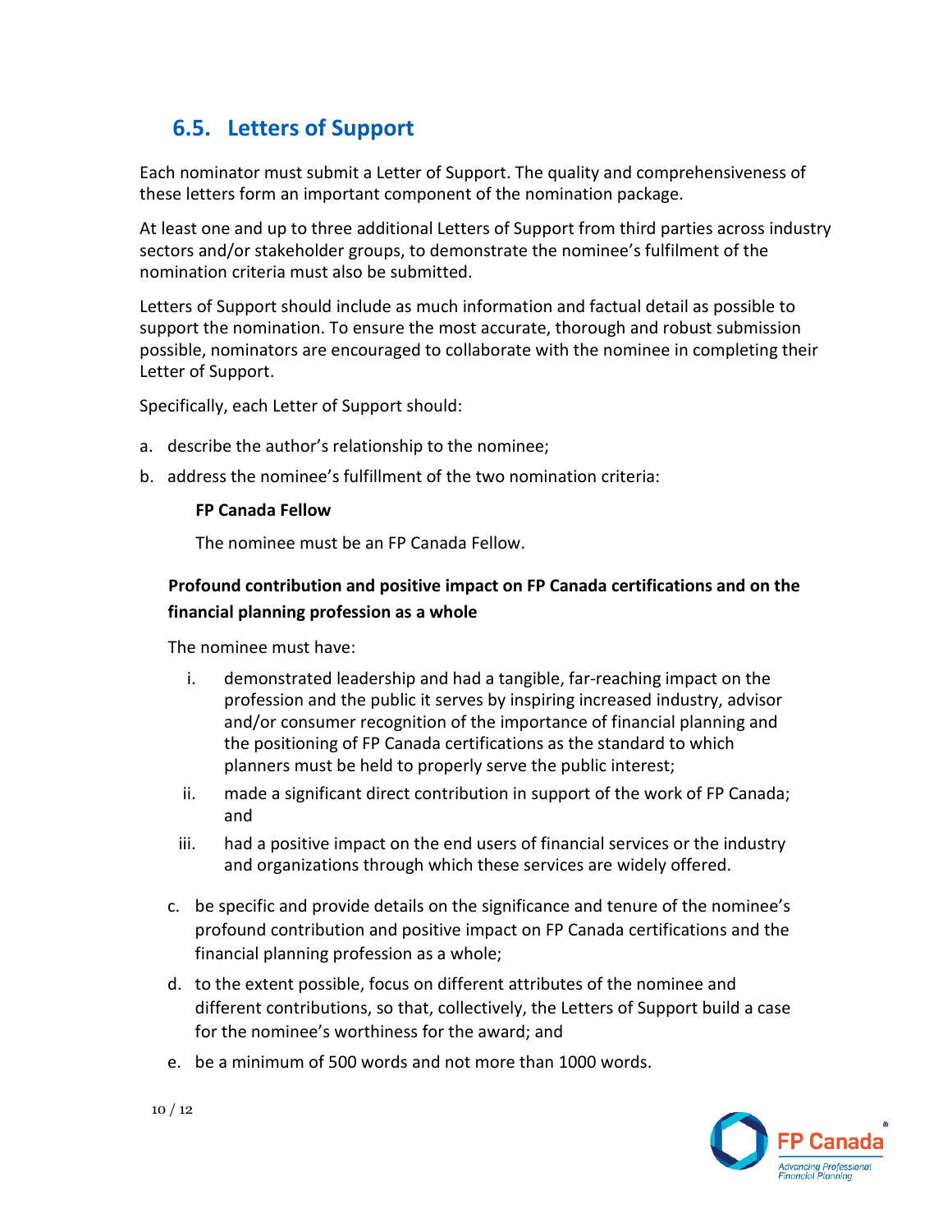## 6.5. Letters of Support

Each nominator must submit a Letter of Support. The quality and comprehensiveness of these letters form an important component of the nomination package.

At least one and up to three additional Letters of Support from third parties across industry sectors and/or stakeholder groups, to demonstrate the nominee's fulfilment of the nomination criteria must also be submitted.

Letters of Support should include as much information and factual detail as possible to support the nomination. To ensure the most accurate, thorough and robust submission possible, nominators are encouraged to collaborate with the nominee in completing their Letter of Support.

Specifically, each Letter of Support should:

a. describe the author's relationship to the nominee;

b. address the nominee's fulfillment of the two nomination criteria:

   **FP Canada Fellow**

   The nominee must be an FP Canada Fellow.

   **Profound contribution and positive impact on FP Canada certifications and on the financial planning profession as a whole**

   The nominee must have:

   i. demonstrated leadership and had a tangible, far-reaching impact on the profession and the public it serves by inspiring increased industry, advisor and/or consumer recognition of the importance of financial planning and the positioning of FP Canada certifications as the standard to which planners must be held to properly serve the public interest;

   ii. made a significant direct contribution in support of the work of FP Canada; and

   iii. had a positive impact on the end users of financial services or the industry and organizations through which these services are widely offered.

c. be specific and provide details on the significance and tenure of the nominee's profound contribution and positive impact on FP Canada certifications and the financial planning profession as a whole;

d. to the extent possible, focus on different attributes of the nominee and different contributions, so that, collectively, the Letters of Support build a case for the nominee's worthiness for the award; and

e. be a minimum of 500 words and not more than 1000 words.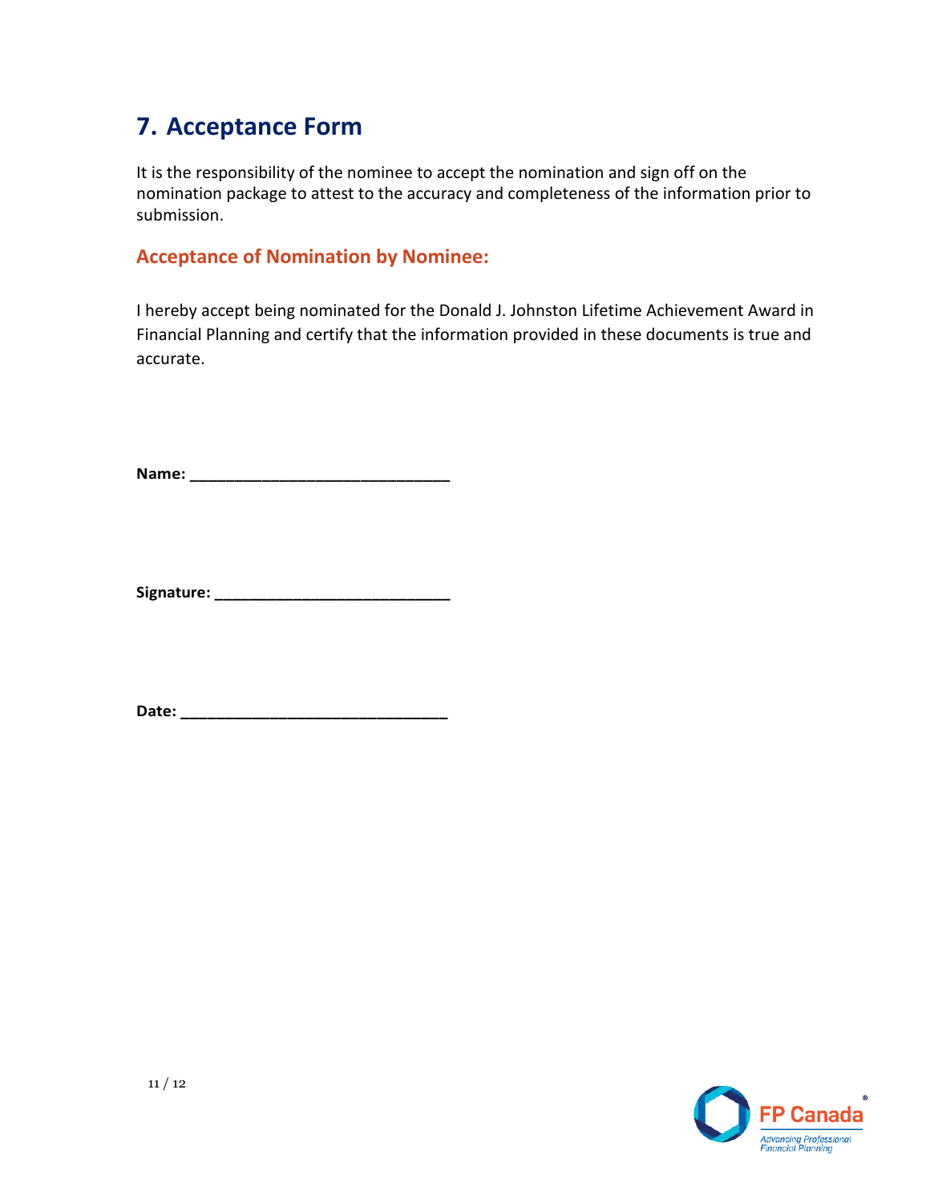# 7. Acceptance Form

It is the responsibility of the nominee to accept the nomination and sign off on the nomination package to attest to the accuracy and completeness of the information prior to submission.

## Acceptance of Nomination by Nominee:

I hereby accept being nominated for the Donald J. Johnston Lifetime Achievement Award in Financial Planning and certify that the information provided in these documents is true and accurate.

**Name:** ______________________________

**Signature:** ___________________________

**Date:** _______________________________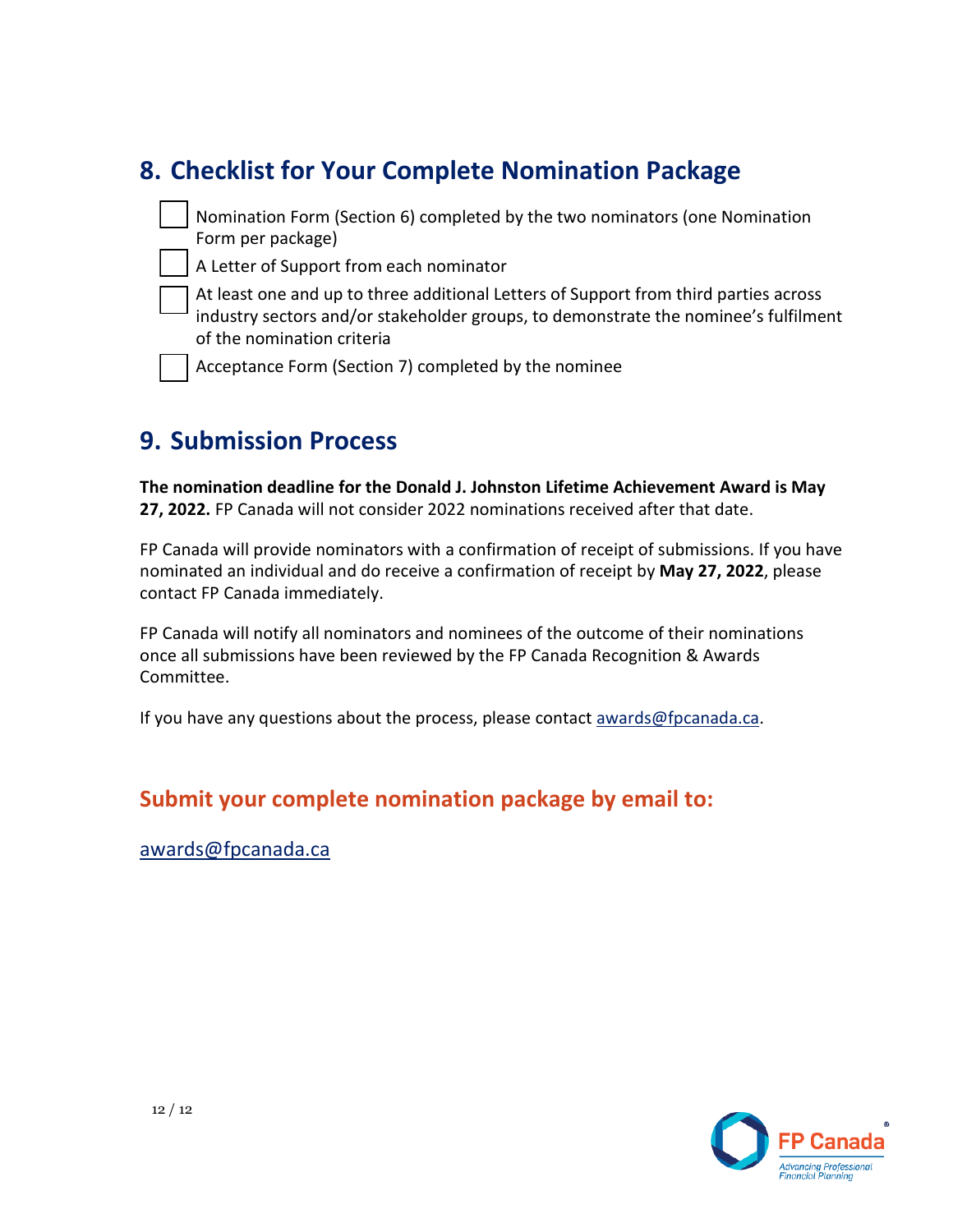## 8. Checklist for Your Complete Nomination Package

- [ ] Nomination Form (Section 6) completed by the two nominators (one Nomination Form per package)
- [ ] A Letter of Support from each nominator
- [ ] At least one and up to three additional Letters of Support from third parties across industry sectors and/or stakeholder groups, to demonstrate the nominee's fulfilment of the nomination criteria
- [ ] Acceptance Form (Section 7) completed by the nominee

## 9. Submission Process

**The nomination deadline for the Donald J. Johnston Lifetime Achievement Award is May 27, 2022.** FP Canada will not consider 2022 nominations received after that date.

FP Canada will provide nominators with a confirmation of receipt of submissions. If you have nominated an individual and do receive a confirmation of receipt by **May 27, 2022**, please contact FP Canada immediately.

FP Canada will notify all nominators and nominees of the outcome of their nominations once all submissions have been reviewed by the FP Canada Recognition & Awards Committee.

If you have any questions about the process, please contact awards@fpcanada.ca.

### Submit your complete nomination package by email to:

awards@fpcanada.ca